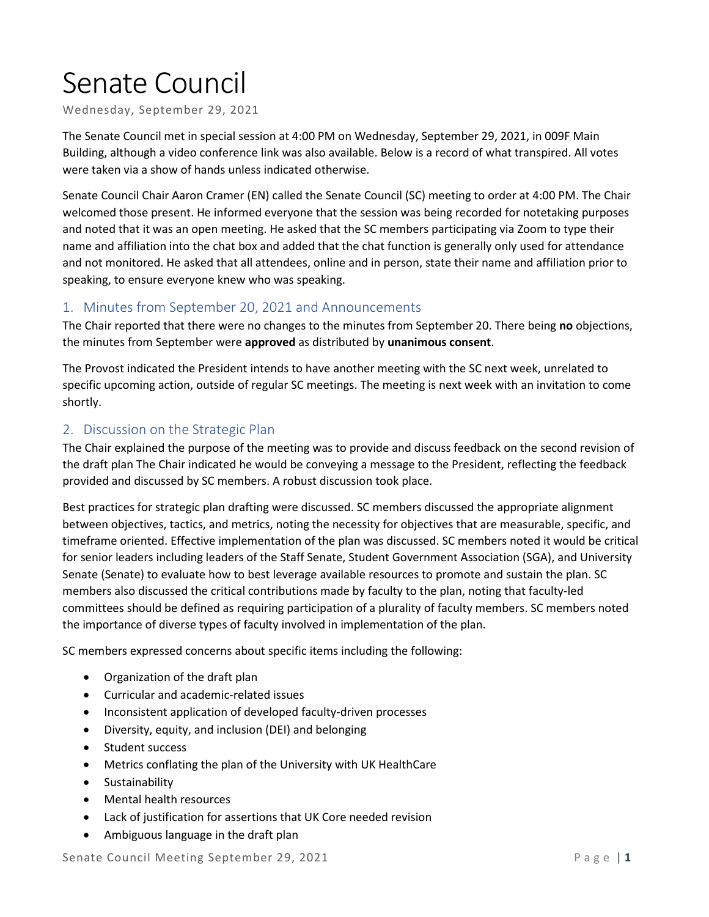# Senate Council

Wednesday, September 29, 2021

The Senate Council met in special session at 4:00 PM on Wednesday, September 29, 2021, in 009F Main Building, although a video conference link was also available. Below is a record of what transpired. All votes were taken via a show of hands unless indicated otherwise.

Senate Council Chair Aaron Cramer (EN) called the Senate Council (SC) meeting to order at 4:00 PM. The Chair welcomed those present. He informed everyone that the session was being recorded for notetaking purposes and noted that it was an open meeting. He asked that the SC members participating via Zoom to type their name and affiliation into the chat box and added that the chat function is generally only used for attendance and not monitored. He asked that all attendees, online and in person, state their name and affiliation prior to speaking, to ensure everyone knew who was speaking.

## 1. Minutes from September 20, 2021 and Announcements

The Chair reported that there were no changes to the minutes from September 20. There being **no** objections, the minutes from September were **approved** as distributed by **unanimous consent**.

The Provost indicated the President intends to have another meeting with the SC next week, unrelated to specific upcoming action, outside of regular SC meetings. The meeting is next week with an invitation to come shortly.

## 2. Discussion on the Strategic Plan

The Chair explained the purpose of the meeting was to provide and discuss feedback on the second revision of the draft plan The Chair indicated he would be conveying a message to the President, reflecting the feedback provided and discussed by SC members. A robust discussion took place.

Best practices for strategic plan drafting were discussed. SC members discussed the appropriate alignment between objectives, tactics, and metrics, noting the necessity for objectives that are measurable, specific, and timeframe oriented. Effective implementation of the plan was discussed. SC members noted it would be critical for senior leaders including leaders of the Staff Senate, Student Government Association (SGA), and University Senate (Senate) to evaluate how to best leverage available resources to promote and sustain the plan. SC members also discussed the critical contributions made by faculty to the plan, noting that faculty-led committees should be defined as requiring participation of a plurality of faculty members. SC members noted the importance of diverse types of faculty involved in implementation of the plan.

SC members expressed concerns about specific items including the following:

- Organization of the draft plan
- Curricular and academic-related issues
- Inconsistent application of developed faculty-driven processes
- Diversity, equity, and inclusion (DEI) and belonging
- Student success
- Metrics conflating the plan of the University with UK HealthCare
- Sustainability
- Mental health resources
- Lack of justification for assertions that UK Core needed revision
- Ambiguous language in the draft plan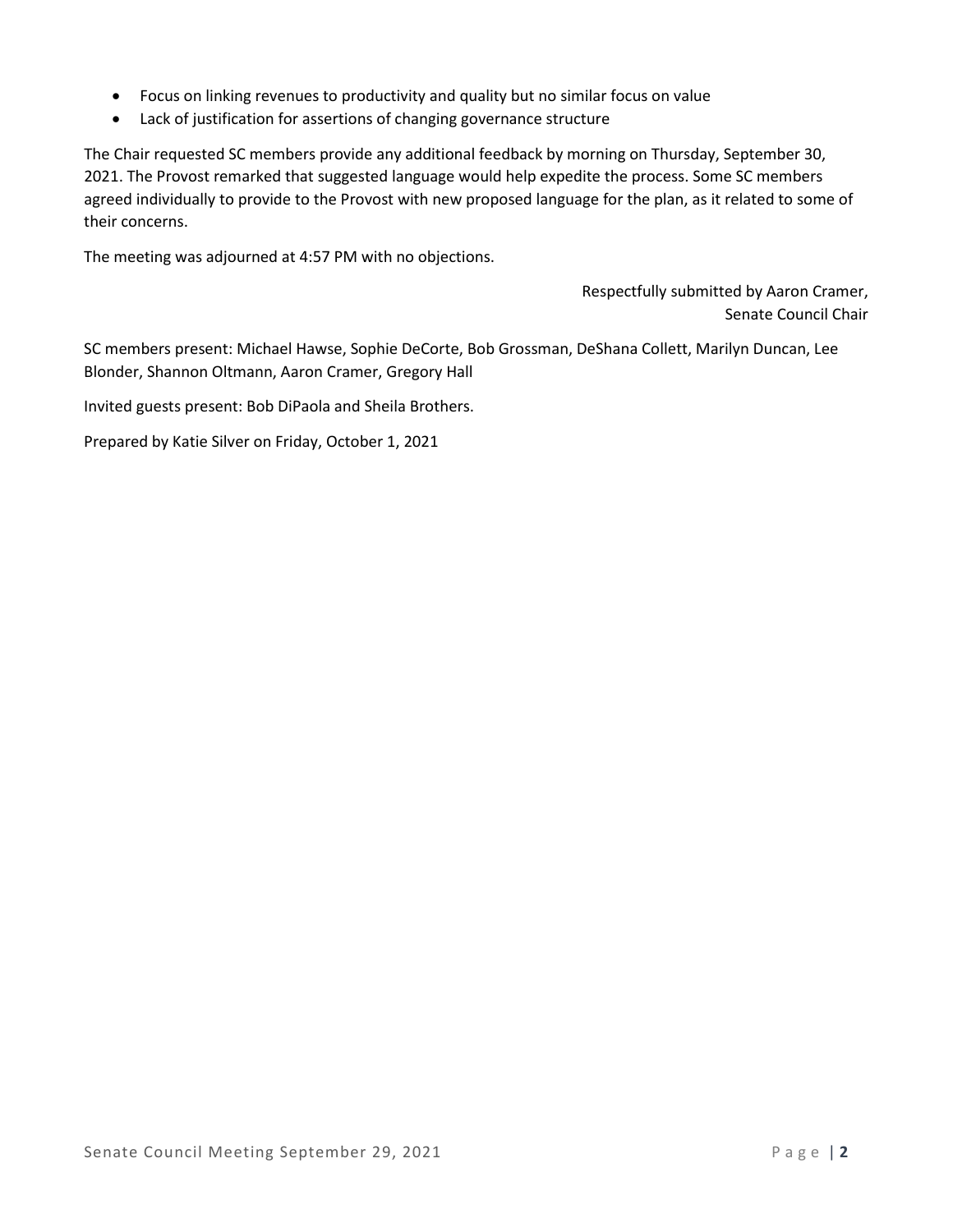- Focus on linking revenues to productivity and quality but no similar focus on value
- Lack of justification for assertions of changing governance structure

The Chair requested SC members provide any additional feedback by morning on Thursday, September 30, 2021. The Provost remarked that suggested language would help expedite the process. Some SC members agreed individually to provide to the Provost with new proposed language for the plan, as it related to some of their concerns.

The meeting was adjourned at 4:57 PM with no objections.

Respectfully submitted by Aaron Cramer,
Senate Council Chair

SC members present: Michael Hawse, Sophie DeCorte, Bob Grossman, DeShana Collett, Marilyn Duncan, Lee Blonder, Shannon Oltmann, Aaron Cramer, Gregory Hall

Invited guests present: Bob DiPaola and Sheila Brothers.

Prepared by Katie Silver on Friday, October 1, 2021